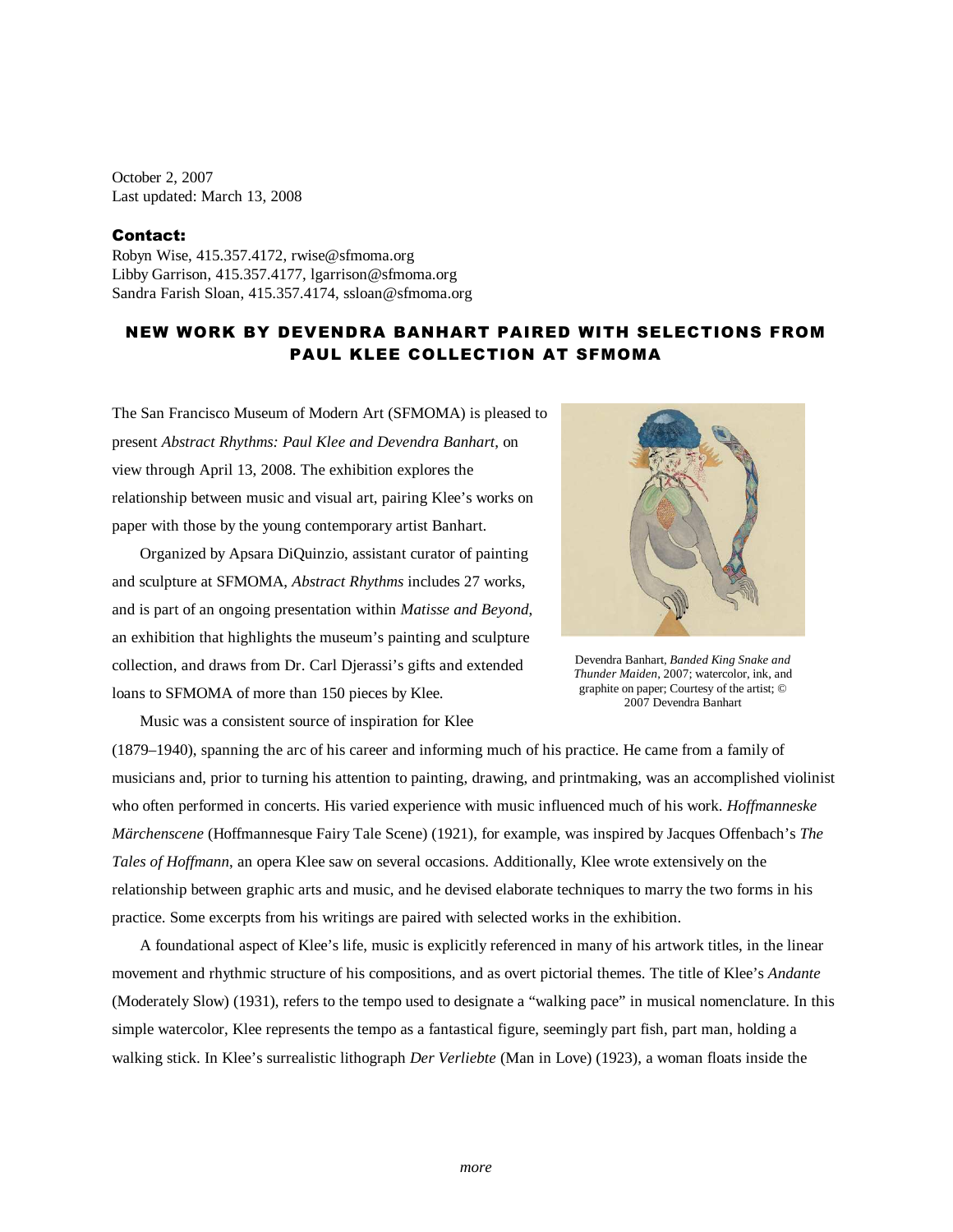October 2, 2007
Last updated: March 13, 2008

**Contact:**
Robyn Wise, 415.357.4172, rwise@sfmoma.org
Libby Garrison, 415.357.4177, lgarrison@sfmoma.org
Sandra Farish Sloan, 415.357.4174, ssloan@sfmoma.org

# NEW WORK BY DEVENDRA BANHART PAIRED WITH SELECTIONS FROM PAUL KLEE COLLECTION AT SFMOMA

The San Francisco Museum of Modern Art (SFMOMA) is pleased to present *Abstract Rhythms: Paul Klee and Devendra Banhart*, on view through April 13, 2008. The exhibition explores the relationship between music and visual art, pairing Klee's works on paper with those by the young contemporary artist Banhart.

Organized by Apsara DiQuinzio, assistant curator of painting and sculpture at SFMOMA, *Abstract Rhythms* includes 27 works, and is part of an ongoing presentation within *Matisse and Beyond*, an exhibition that highlights the museum's painting and sculpture collection, and draws from Dr. Carl Djerassi's gifts and extended loans to SFMOMA of more than 150 pieces by Klee.

Devendra Banhart, *Banded King Snake and Thunder Maiden*, 2007; watercolor, ink, and graphite on paper; Courtesy of the artist; © 2007 Devendra Banhart

Music was a consistent source of inspiration for Klee (1879–1940), spanning the arc of his career and informing much of his practice. He came from a family of musicians and, prior to turning his attention to painting, drawing, and printmaking, was an accomplished violinist who often performed in concerts. His varied experience with music influenced much of his work. *Hoffmanneske Märchenscene* (Hoffmannesque Fairy Tale Scene) (1921), for example, was inspired by Jacques Offenbach's *The Tales of Hoffmann*, an opera Klee saw on several occasions. Additionally, Klee wrote extensively on the relationship between graphic arts and music, and he devised elaborate techniques to marry the two forms in his practice. Some excerpts from his writings are paired with selected works in the exhibition.

A foundational aspect of Klee's life, music is explicitly referenced in many of his artwork titles, in the linear movement and rhythmic structure of his compositions, and as overt pictorial themes. The title of Klee's *Andante* (Moderately Slow) (1931), refers to the tempo used to designate a "walking pace" in musical nomenclature. In this simple watercolor, Klee represents the tempo as a fantastical figure, seemingly part fish, part man, holding a walking stick. In Klee's surrealistic lithograph *Der Verliebte* (Man in Love) (1923), a woman floats inside the

*more*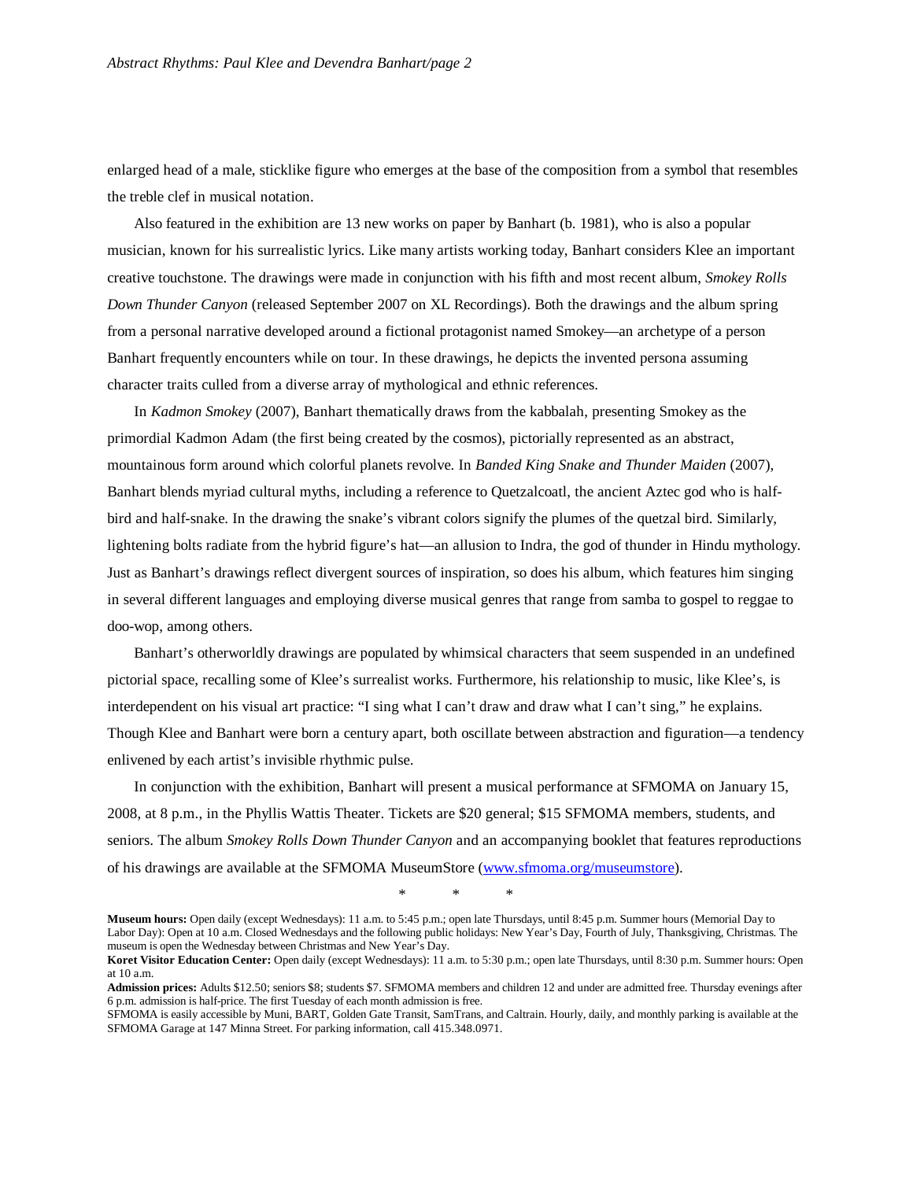enlarged head of a male, sticklike figure who emerges at the base of the composition from a symbol that resembles the treble clef in musical notation.

Also featured in the exhibition are 13 new works on paper by Banhart (b. 1981), who is also a popular musician, known for his surrealistic lyrics. Like many artists working today, Banhart considers Klee an important creative touchstone. The drawings were made in conjunction with his fifth and most recent album, *Smokey Rolls Down Thunder Canyon* (released September 2007 on XL Recordings). Both the drawings and the album spring from a personal narrative developed around a fictional protagonist named Smokey—an archetype of a person Banhart frequently encounters while on tour. In these drawings, he depicts the invented persona assuming character traits culled from a diverse array of mythological and ethnic references.

In *Kadmon Smokey* (2007), Banhart thematically draws from the kabbalah, presenting Smokey as the primordial Kadmon Adam (the first being created by the cosmos), pictorially represented as an abstract, mountainous form around which colorful planets revolve. In *Banded King Snake and Thunder Maiden* (2007), Banhart blends myriad cultural myths, including a reference to Quetzalcoatl, the ancient Aztec god who is half-bird and half-snake. In the drawing the snake's vibrant colors signify the plumes of the quetzal bird. Similarly, lightening bolts radiate from the hybrid figure's hat—an allusion to Indra, the god of thunder in Hindu mythology. Just as Banhart's drawings reflect divergent sources of inspiration, so does his album, which features him singing in several different languages and employing diverse musical genres that range from samba to gospel to reggae to doo-wop, among others.

Banhart's otherworldly drawings are populated by whimsical characters that seem suspended in an undefined pictorial space, recalling some of Klee's surrealist works. Furthermore, his relationship to music, like Klee's, is interdependent on his visual art practice: "I sing what I can't draw and draw what I can't sing," he explains. Though Klee and Banhart were born a century apart, both oscillate between abstraction and figuration—a tendency enlivened by each artist's invisible rhythmic pulse.

In conjunction with the exhibition, Banhart will present a musical performance at SFMOMA on January 15, 2008, at 8 p.m., in the Phyllis Wattis Theater. Tickets are $20 general; $15 SFMOMA members, students, and seniors. The album *Smokey Rolls Down Thunder Canyon* and an accompanying booklet that features reproductions of his drawings are available at the SFMOMA MuseumStore (www.sfmoma.org/museumstore).

\* \* \*

**Museum hours:** Open daily (except Wednesdays): 11 a.m. to 5:45 p.m.; open late Thursdays, until 8:45 p.m. Summer hours (Memorial Day to Labor Day): Open at 10 a.m. Closed Wednesdays and the following public holidays: New Year's Day, Fourth of July, Thanksgiving, Christmas. The museum is open the Wednesday between Christmas and New Year's Day.

**Koret Visitor Education Center:** Open daily (except Wednesdays): 11 a.m. to 5:30 p.m.; open late Thursdays, until 8:30 p.m. Summer hours: Open at 10 a.m.

**Admission prices:** Adults $12.50; seniors $8; students $7. SFMOMA members and children 12 and under are admitted free. Thursday evenings after 6 p.m. admission is half-price. The first Tuesday of each month admission is free.

SFMOMA is easily accessible by Muni, BART, Golden Gate Transit, SamTrans, and Caltrain. Hourly, daily, and monthly parking is available at the SFMOMA Garage at 147 Minna Street. For parking information, call 415.348.0971.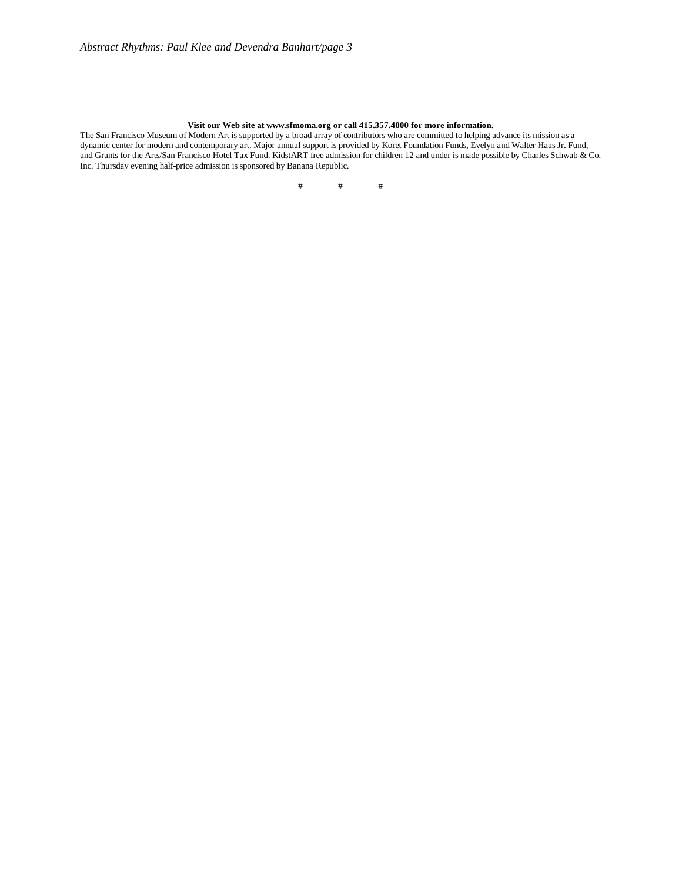**Visit our Web site at www.sfmoma.org or call 415.357.4000 for more information.**

The San Francisco Museum of Modern Art is supported by a broad array of contributors who are committed to helping advance its mission as a dynamic center for modern and contemporary art. Major annual support is provided by Koret Foundation Funds, Evelyn and Walter Haas Jr. Fund, and Grants for the Arts/San Francisco Hotel Tax Fund. KidstART free admission for children 12 and under is made possible by Charles Schwab & Co. Inc. Thursday evening half-price admission is sponsored by Banana Republic.

# # #